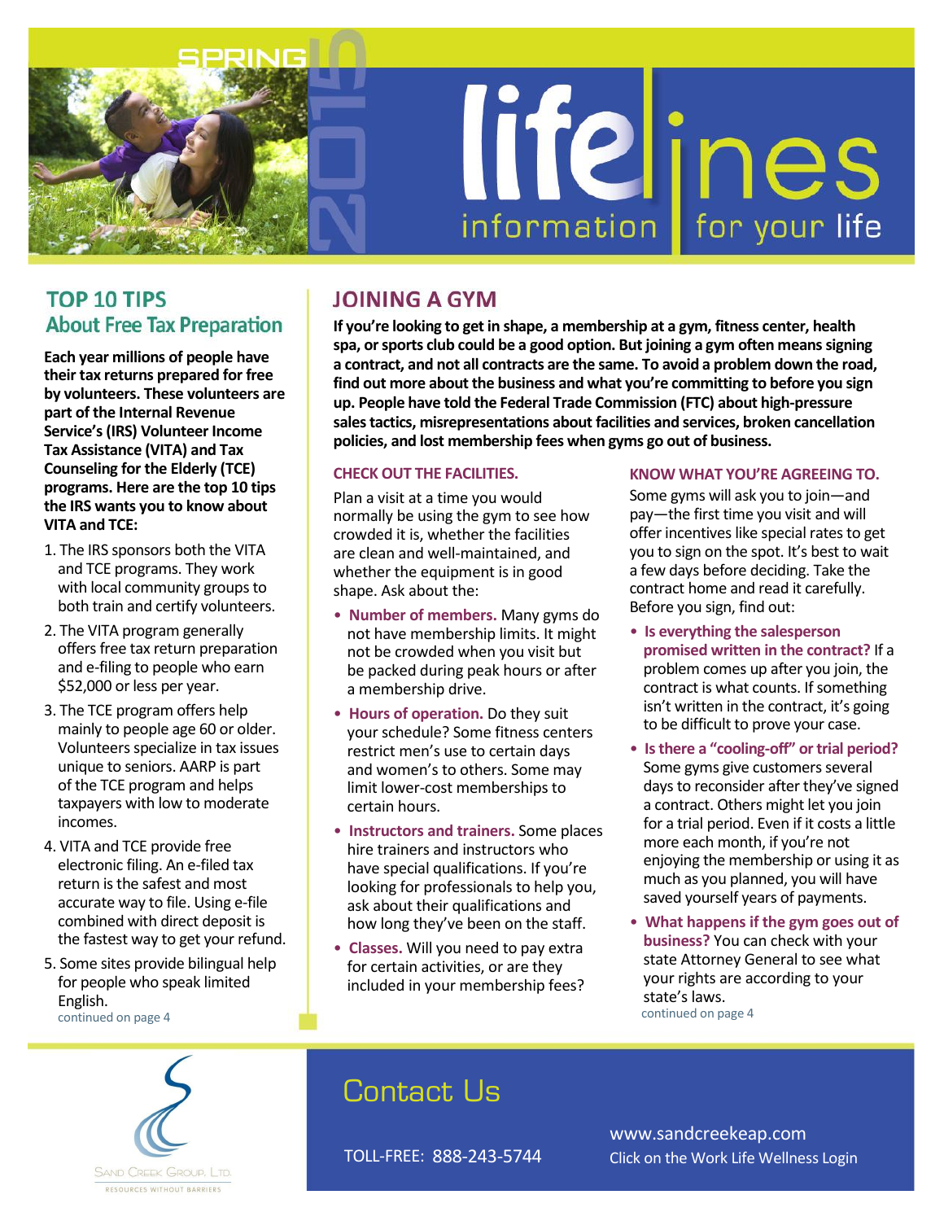# lifelines

SPRING 2015

information for your life

## TOP 10 TIPS About Free Tax Preparation

**Each year millions of people have their tax returns prepared for free by volunteers. These volunteers are part of the Internal Revenue Service's (IRS) Volunteer Income Tax Assistance (VITA) and Tax Counseling for the Elderly (TCE) programs. Here are the top 10 tips the IRS wants you to know about VITA and TCE:**

1. The IRS sponsors both the VITA and TCE programs. They work with local community groups to both train and certify volunteers.
2. The VITA program generally offers free tax return preparation and e-filing to people who earn $52,000 or less per year.
3. The TCE program offers help mainly to people age 60 or older. Volunteers specialize in tax issues unique to seniors. AARP is part of the TCE program and helps taxpayers with low to moderate incomes.
4. VITA and TCE provide free electronic filing. An e-filed tax return is the safest and most accurate way to file. Using e-file combined with direct deposit is the fastest way to get your refund.
5. Some sites provide bilingual help for people who speak limited English.

continued on page 4

## JOINING A GYM

**If you're looking to get in shape, a membership at a gym, fitness center, health spa, or sports club could be a good option. But joining a gym often means signing a contract, and not all contracts are the same. To avoid a problem down the road, find out more about the business and what you're committing to before you sign up. People have told the Federal Trade Commission (FTC) about high-pressure sales tactics, misrepresentations about facilities and services, broken cancellation policies, and lost membership fees when gyms go out of business.**

### CHECK OUT THE FACILITIES.

Plan a visit at a time you would normally be using the gym to see how crowded it is, whether the facilities are clean and well-maintained, and whether the equipment is in good shape. Ask about the:

- **Number of members.** Many gyms do not have membership limits. It might not be crowded when you visit but be packed during peak hours or after a membership drive.
- **Hours of operation.** Do they suit your schedule? Some fitness centers restrict men's use to certain days and women's to others. Some may limit lower-cost memberships to certain hours.
- **Instructors and trainers.** Some places hire trainers and instructors who have special qualifications. If you're looking for professionals to help you, ask about their qualifications and how long they've been on the staff.
- **Classes.** Will you need to pay extra for certain activities, or are they included in your membership fees?

### KNOW WHAT YOU'RE AGREEING TO.

Some gyms will ask you to join—and pay—the first time you visit and will offer incentives like special rates to get you to sign on the spot. It's best to wait a few days before deciding. Take the contract home and read it carefully. Before you sign, find out:

- **Is everything the salesperson promised written in the contract?** If a problem comes up after you join, the contract is what counts. If something isn't written in the contract, it's going to be difficult to prove your case.
- **Is there a "cooling-off" or trial period?** Some gyms give customers several days to reconsider after they've signed a contract. Others might let you join for a trial period. Even if it costs a little more each month, if you're not enjoying the membership or using it as much as you planned, you will have saved yourself years of payments.
- **What happens if the gym goes out of business?** You can check with your state Attorney General to see what your rights are according to your state's laws.

continued on page 4

Sand Creek Group, Ltd.
RESOURCES WITHOUT BARRIERS

## Contact Us

TOLL-FREE: 888-243-5744

www.sandcreekeap.com
Click on the Work Life Wellness Login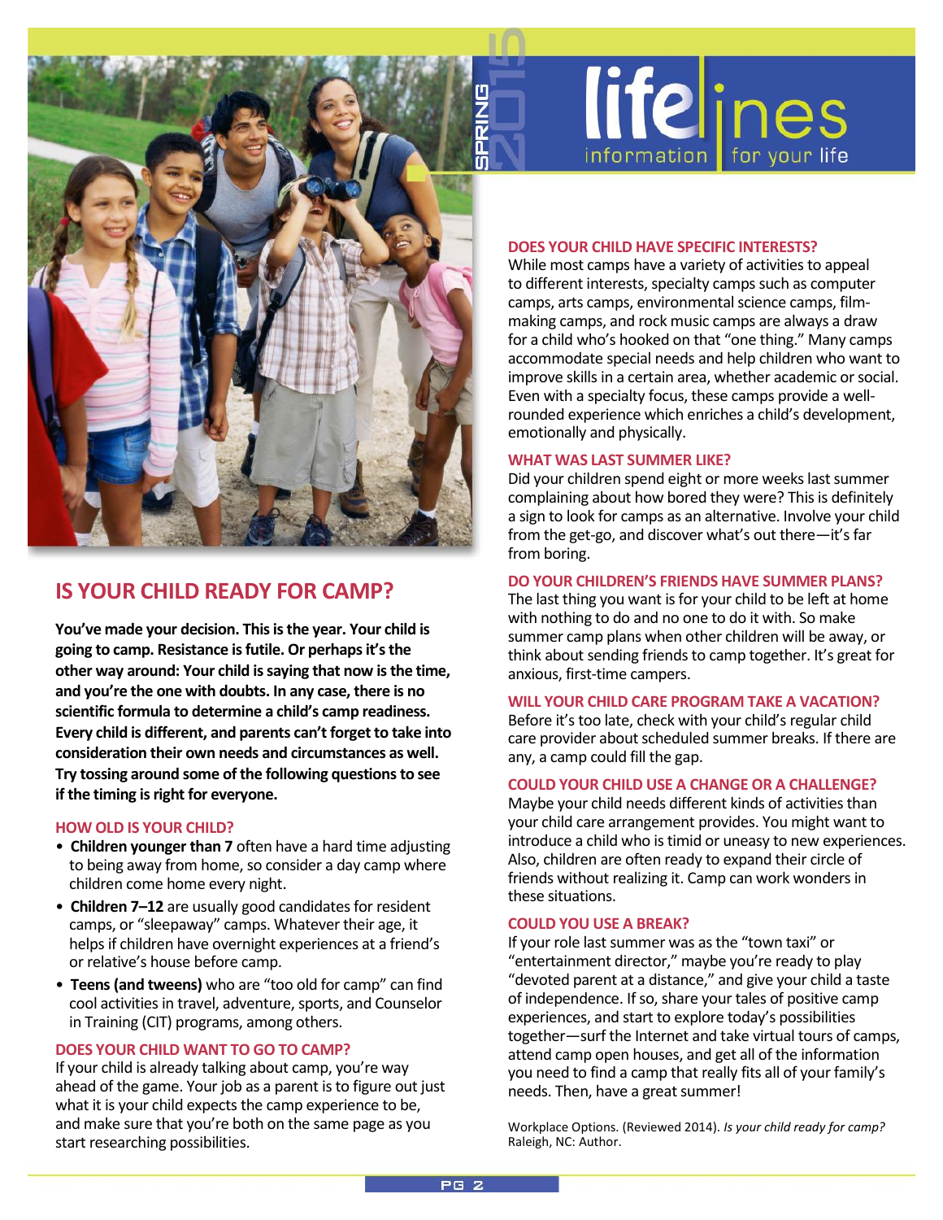# IS YOUR CHILD READY FOR CAMP?

**You've made your decision. This is the year. Your child is going to camp. Resistance is futile. Or perhaps it's the other way around: Your child is saying that now is the time, and you're the one with doubts. In any case, there is no scientific formula to determine a child's camp readiness. Every child is different, and parents can't forget to take into consideration their own needs and circumstances as well. Try tossing around some of the following questions to see if the timing is right for everyone.**

### HOW OLD IS YOUR CHILD?

- **Children younger than 7** often have a hard time adjusting to being away from home, so consider a day camp where children come home every night.
- **Children 7–12** are usually good candidates for resident camps, or "sleepaway" camps. Whatever their age, it helps if children have overnight experiences at a friend's or relative's house before camp.
- **Teens (and tweens)** who are "too old for camp" can find cool activities in travel, adventure, sports, and Counselor in Training (CIT) programs, among others.

### DOES YOUR CHILD WANT TO GO TO CAMP?

If your child is already talking about camp, you're way ahead of the game. Your job as a parent is to figure out just what it is your child expects the camp experience to be, and make sure that you're both on the same page as you start researching possibilities.

### DOES YOUR CHILD HAVE SPECIFIC INTERESTS?

While most camps have a variety of activities to appeal to different interests, specialty camps such as computer camps, arts camps, environmental science camps, film-making camps, and rock music camps are always a draw for a child who's hooked on that "one thing." Many camps accommodate special needs and help children who want to improve skills in a certain area, whether academic or social. Even with a specialty focus, these camps provide a well-rounded experience which enriches a child's development, emotionally and physically.

### WHAT WAS LAST SUMMER LIKE?

Did your children spend eight or more weeks last summer complaining about how bored they were? This is definitely a sign to look for camps as an alternative. Involve your child from the get-go, and discover what's out there—it's far from boring.

### DO YOUR CHILDREN'S FRIENDS HAVE SUMMER PLANS?

The last thing you want is for your child to be left at home with nothing to do and no one to do it with. So make summer camp plans when other children will be away, or think about sending friends to camp together. It's great for anxious, first-time campers.

### WILL YOUR CHILD CARE PROGRAM TAKE A VACATION?

Before it's too late, check with your child's regular child care provider about scheduled summer breaks. If there are any, a camp could fill the gap.

### COULD YOUR CHILD USE A CHANGE OR A CHALLENGE?

Maybe your child needs different kinds of activities than your child care arrangement provides. You might want to introduce a child who is timid or uneasy to new experiences. Also, children are often ready to expand their circle of friends without realizing it. Camp can work wonders in these situations.

### COULD YOU USE A BREAK?

If your role last summer was as the "town taxi" or "entertainment director," maybe you're ready to play "devoted parent at a distance," and give your child a taste of independence. If so, share your tales of positive camp experiences, and start to explore today's possibilities together—surf the Internet and take virtual tours of camps, attend camp open houses, and get all of the information you need to find a camp that really fits all of your family's needs. Then, have a great summer!

Workplace Options. (Reviewed 2014). *Is your child ready for camp?* Raleigh, NC: Author.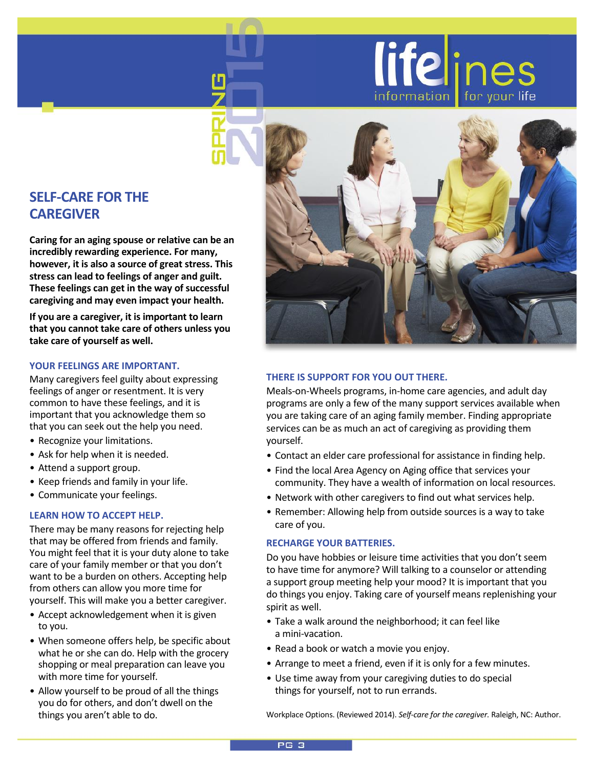## SELF-CARE FOR THE CAREGIVER

**Caring for an aging spouse or relative can be an incredibly rewarding experience. For many, however, it is also a source of great stress. This stress can lead to feelings of anger and guilt. These feelings can get in the way of successful caregiving and may even impact your health.**

**If you are a caregiver, it is important to learn that you cannot take care of others unless you take care of yourself as well.**

### YOUR FEELINGS ARE IMPORTANT.

Many caregivers feel guilty about expressing feelings of anger or resentment. It is very common to have these feelings, and it is important that you acknowledge them so that you can seek out the help you need.

- Recognize your limitations.
- Ask for help when it is needed.
- Attend a support group.
- Keep friends and family in your life.
- Communicate your feelings.

### LEARN HOW TO ACCEPT HELP.

There may be many reasons for rejecting help that may be offered from friends and family. You might feel that it is your duty alone to take care of your family member or that you don't want to be a burden on others. Accepting help from others can allow you more time for yourself. This will make you a better caregiver.

- Accept acknowledgement when it is given to you.
- When someone offers help, be specific about what he or she can do. Help with the grocery shopping or meal preparation can leave you with more time for yourself.
- Allow yourself to be proud of all the things you do for others, and don't dwell on the things you aren't able to do.

### THERE IS SUPPORT FOR YOU OUT THERE.

Meals-on-Wheels programs, in-home care agencies, and adult day programs are only a few of the many support services available when you are taking care of an aging family member. Finding appropriate services can be as much an act of caregiving as providing them yourself.

- Contact an elder care professional for assistance in finding help.
- Find the local Area Agency on Aging office that services your community. They have a wealth of information on local resources.
- Network with other caregivers to find out what services help.
- Remember: Allowing help from outside sources is a way to take care of you.

### RECHARGE YOUR BATTERIES.

Do you have hobbies or leisure time activities that you don't seem to have time for anymore? Will talking to a counselor or attending a support group meeting help your mood? It is important that you do things you enjoy. Taking care of yourself means replenishing your spirit as well.

- Take a walk around the neighborhood; it can feel like a mini-vacation.
- Read a book or watch a movie you enjoy.
- Arrange to meet a friend, even if it is only for a few minutes.
- Use time away from your caregiving duties to do special things for yourself, not to run errands.

Workplace Options. (Reviewed 2014). *Self-care for the caregiver.* Raleigh, NC: Author.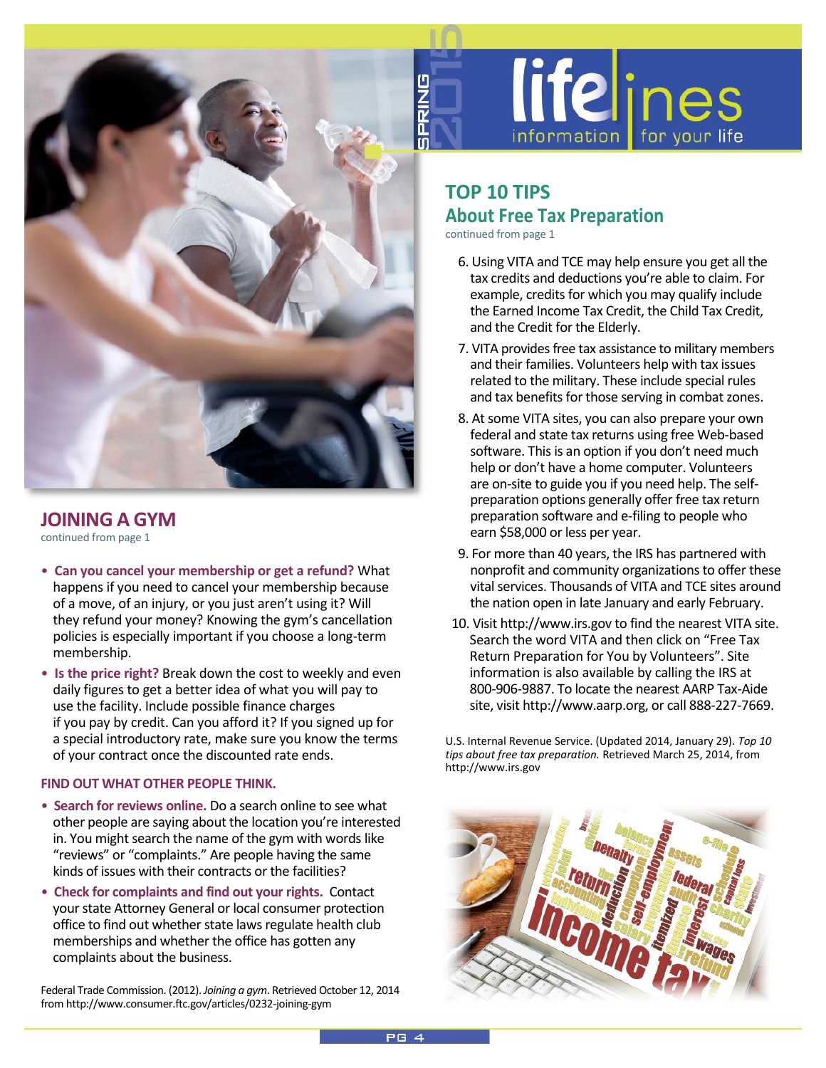## JOINING A GYM

continued from page 1

- **Can you cancel your membership or get a refund?** What happens if you need to cancel your membership because of a move, of an injury, or you just aren't using it? Will they refund your money? Knowing the gym's cancellation policies is especially important if you choose a long-term membership.
- **Is the price right?** Break down the cost to weekly and even daily figures to get a better idea of what you will pay to use the facility. Include possible finance charges if you pay by credit. Can you afford it? If you signed up for a special introductory rate, make sure you know the terms of your contract once the discounted rate ends.

**FIND OUT WHAT OTHER PEOPLE THINK.**

- **Search for reviews online.** Do a search online to see what other people are saying about the location you're interested in. You might search the name of the gym with words like "reviews" or "complaints." Are people having the same kinds of issues with their contracts or the facilities?
- **Check for complaints and find out your rights.** Contact your state Attorney General or local consumer protection office to find out whether state laws regulate health club memberships and whether the office has gotten any complaints about the business.

Federal Trade Commission. (2012). *Joining a gym*. Retrieved October 12, 2014 from http://www.consumer.ftc.gov/articles/0232-joining-gym

## TOP 10 TIPS About Free Tax Preparation

continued from page 1

6. Using VITA and TCE may help ensure you get all the tax credits and deductions you're able to claim. For example, credits for which you may qualify include the Earned Income Tax Credit, the Child Tax Credit, and the Credit for the Elderly.
7. VITA provides free tax assistance to military members and their families. Volunteers help with tax issues related to the military. These include special rules and tax benefits for those serving in combat zones.
8. At some VITA sites, you can also prepare your own federal and state tax returns using free Web-based software. This is an option if you don't need much help or don't have a home computer. Volunteers are on-site to guide you if you need help. The self-preparation options generally offer free tax return preparation software and e-filing to people who earn $58,000 or less per year.
9. For more than 40 years, the IRS has partnered with nonprofit and community organizations to offer these vital services. Thousands of VITA and TCE sites around the nation open in late January and early February.
10. Visit http://www.irs.gov to find the nearest VITA site. Search the word VITA and then click on "Free Tax Return Preparation for You by Volunteers". Site information is also available by calling the IRS at 800-906-9887. To locate the nearest AARP Tax-Aide site, visit http://www.aarp.org, or call 888-227-7669.

U.S. Internal Revenue Service. (Updated 2014, January 29). *Top 10 tips about free tax preparation.* Retrieved March 25, 2014, from http://www.irs.gov